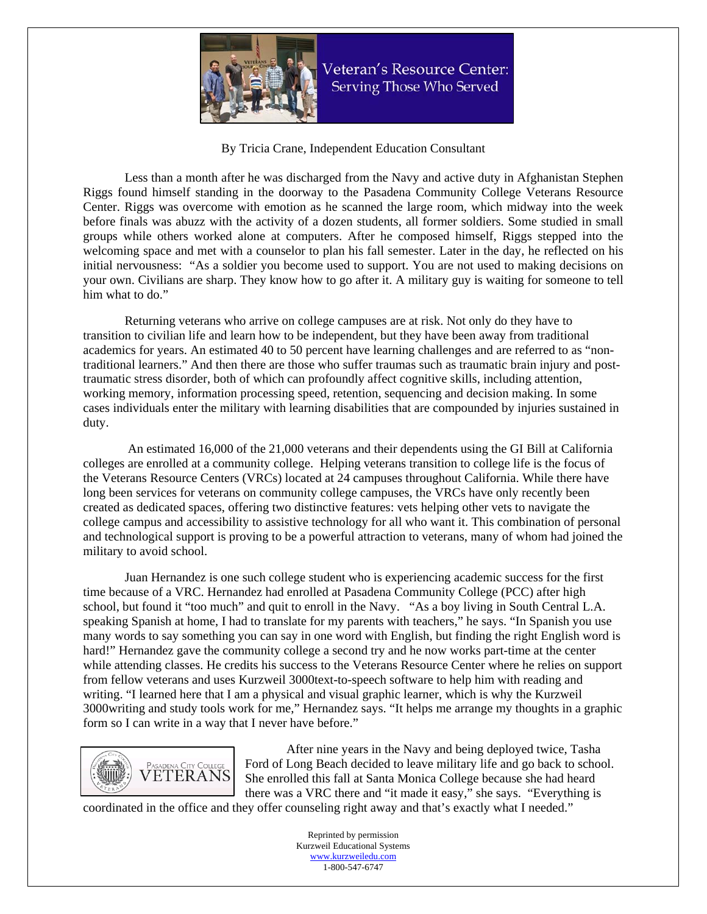# Veteran's Resource Center: Serving Those Who Served

By Tricia Crane, Independent Education Consultant

Less than a month after he was discharged from the Navy and active duty in Afghanistan Stephen Riggs found himself standing in the doorway to the Pasadena Community College Veterans Resource Center. Riggs was overcome with emotion as he scanned the large room, which midway into the week before finals was abuzz with the activity of a dozen students, all former soldiers. Some studied in small groups while others worked alone at computers. After he composed himself, Riggs stepped into the welcoming space and met with a counselor to plan his fall semester. Later in the day, he reflected on his initial nervousness: "As a soldier you become used to support. You are not used to making decisions on your own. Civilians are sharp. They know how to go after it. A military guy is waiting for someone to tell him what to do."

Returning veterans who arrive on college campuses are at risk. Not only do they have to transition to civilian life and learn how to be independent, but they have been away from traditional academics for years. An estimated 40 to 50 percent have learning challenges and are referred to as "non-traditional learners." And then there are those who suffer traumas such as traumatic brain injury and post-traumatic stress disorder, both of which can profoundly affect cognitive skills, including attention, working memory, information processing speed, retention, sequencing and decision making. In some cases individuals enter the military with learning disabilities that are compounded by injuries sustained in duty.

An estimated 16,000 of the 21,000 veterans and their dependents using the GI Bill at California colleges are enrolled at a community college. Helping veterans transition to college life is the focus of the Veterans Resource Centers (VRCs) located at 24 campuses throughout California. While there have long been services for veterans on community college campuses, the VRCs have only recently been created as dedicated spaces, offering two distinctive features: vets helping other vets to navigate the college campus and accessibility to assistive technology for all who want it. This combination of personal and technological support is proving to be a powerful attraction to veterans, many of whom had joined the military to avoid school.

Juan Hernandez is one such college student who is experiencing academic success for the first time because of a VRC. Hernandez had enrolled at Pasadena Community College (PCC) after high school, but found it "too much" and quit to enroll in the Navy. "As a boy living in South Central L.A. speaking Spanish at home, I had to translate for my parents with teachers," he says. "In Spanish you use many words to say something you can say in one word with English, but finding the right English word is hard!" Hernandez gave the community college a second try and he now works part-time at the center while attending classes. He credits his success to the Veterans Resource Center where he relies on support from fellow veterans and uses Kurzweil 3000text-to-speech software to help him with reading and writing. "I learned here that I am a physical and visual graphic learner, which is why the Kurzweil 3000writing and study tools work for me," Hernandez says. "It helps me arrange my thoughts in a graphic form so I can write in a way that I never have before."

PASADENA CITY COLLEGE VETERANS

After nine years in the Navy and being deployed twice, Tasha Ford of Long Beach decided to leave military life and go back to school. She enrolled this fall at Santa Monica College because she had heard there was a VRC there and "it made it easy," she says. "Everything is coordinated in the office and they offer counseling right away and that's exactly what I needed."

Reprinted by permission
Kurzweil Educational Systems
www.kurzweiledu.com
1-800-547-6747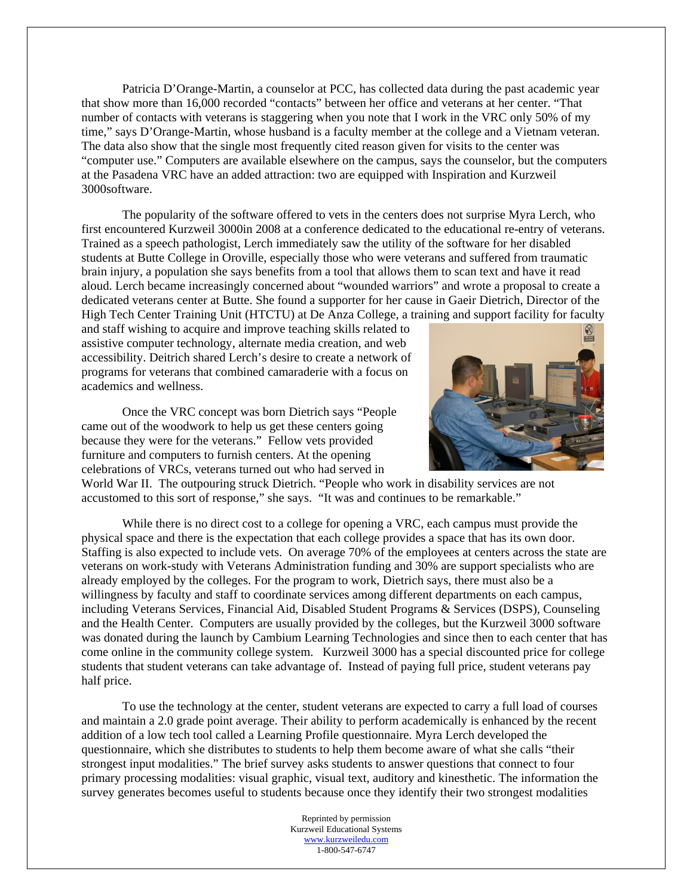Patricia D'Orange-Martin, a counselor at PCC, has collected data during the past academic year that show more than 16,000 recorded "contacts" between her office and veterans at her center. "That number of contacts with veterans is staggering when you note that I work in the VRC only 50% of my time," says D'Orange-Martin, whose husband is a faculty member at the college and a Vietnam veteran. The data also show that the single most frequently cited reason given for visits to the center was "computer use." Computers are available elsewhere on the campus, says the counselor, but the computers at the Pasadena VRC have an added attraction: two are equipped with Inspiration and Kurzweil 3000software.

The popularity of the software offered to vets in the centers does not surprise Myra Lerch, who first encountered Kurzweil 3000in 2008 at a conference dedicated to the educational re-entry of veterans. Trained as a speech pathologist, Lerch immediately saw the utility of the software for her disabled students at Butte College in Oroville, especially those who were veterans and suffered from traumatic brain injury, a population she says benefits from a tool that allows them to scan text and have it read aloud. Lerch became increasingly concerned about "wounded warriors" and wrote a proposal to create a dedicated veterans center at Butte. She found a supporter for her cause in Gaeir Dietrich, Director of the High Tech Center Training Unit (HTCTU) at De Anza College, a training and support facility for faculty and staff wishing to acquire and improve teaching skills related to assistive computer technology, alternate media creation, and web accessibility. Deitrich shared Lerch's desire to create a network of programs for veterans that combined camaraderie with a focus on academics and wellness.

Once the VRC concept was born Dietrich says "People came out of the woodwork to help us get these centers going because they were for the veterans." Fellow vets provided furniture and computers to furnish centers. At the opening celebrations of VRCs, veterans turned out who had served in World War II. The outpouring struck Dietrich. "People who work in disability services are not accustomed to this sort of response," she says. "It was and continues to be remarkable."

While there is no direct cost to a college for opening a VRC, each campus must provide the physical space and there is the expectation that each college provides a space that has its own door. Staffing is also expected to include vets. On average 70% of the employees at centers across the state are veterans on work-study with Veterans Administration funding and 30% are support specialists who are already employed by the colleges. For the program to work, Dietrich says, there must also be a willingness by faculty and staff to coordinate services among different departments on each campus, including Veterans Services, Financial Aid, Disabled Student Programs & Services (DSPS), Counseling and the Health Center. Computers are usually provided by the colleges, but the Kurzweil 3000 software was donated during the launch by Cambium Learning Technologies and since then to each center that has come online in the community college system. Kurzweil 3000 has a special discounted price for college students that student veterans can take advantage of. Instead of paying full price, student veterans pay half price.

To use the technology at the center, student veterans are expected to carry a full load of courses and maintain a 2.0 grade point average. Their ability to perform academically is enhanced by the recent addition of a low tech tool called a Learning Profile questionnaire. Myra Lerch developed the questionnaire, which she distributes to students to help them become aware of what she calls "their strongest input modalities." The brief survey asks students to answer questions that connect to four primary processing modalities: visual graphic, visual text, auditory and kinesthetic. The information the survey generates becomes useful to students because once they identify their two strongest modalities

Reprinted by permission
Kurzweil Educational Systems
www.kurzweiledu.com
1-800-547-6747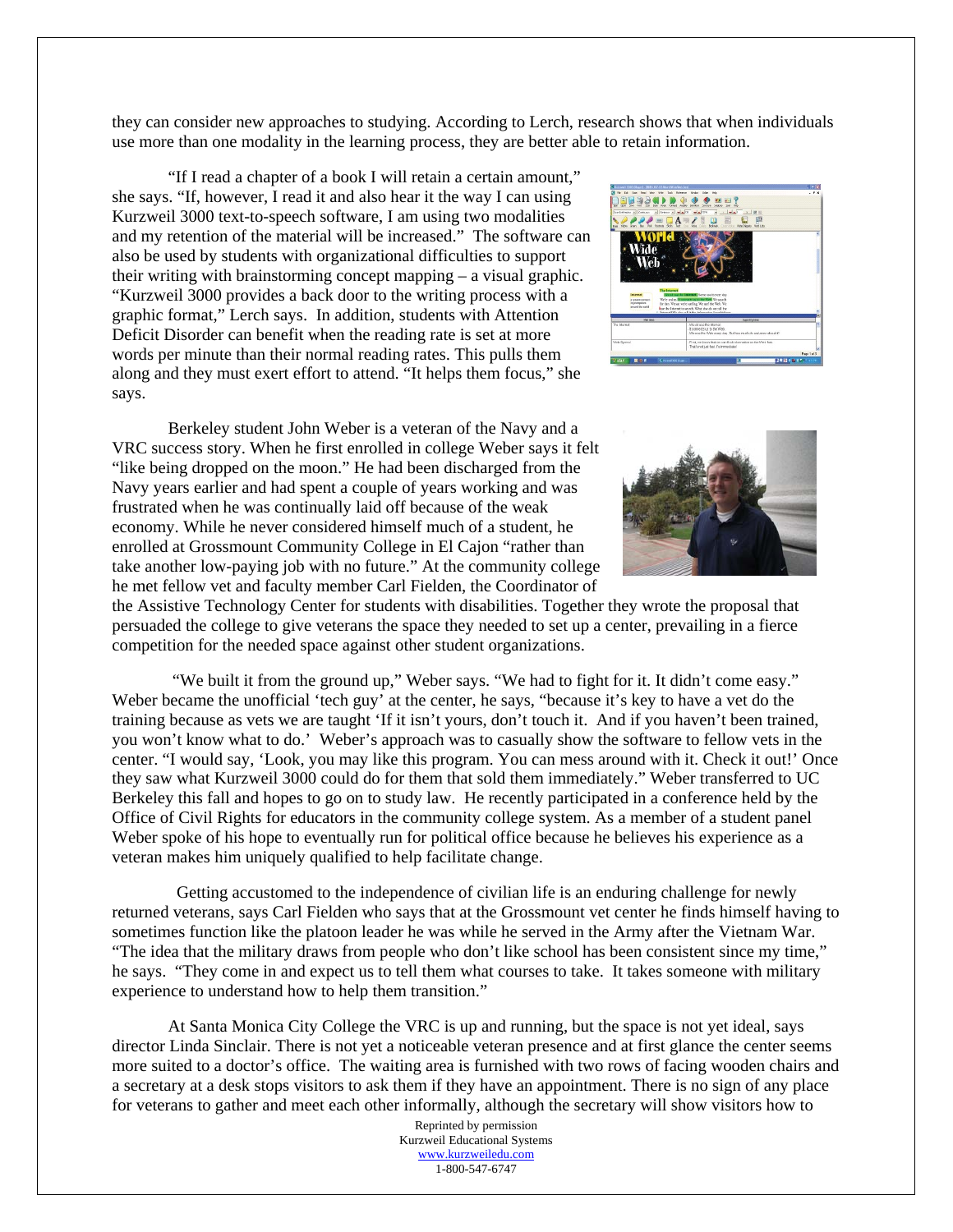they can consider new approaches to studying. According to Lerch, research shows that when individuals use more than one modality in the learning process, they are better able to retain information.

"If I read a chapter of a book I will retain a certain amount," she says. "If, however, I read it and also hear it the way I can using Kurzweil 3000 text-to-speech software, I am using two modalities and my retention of the material will be increased." The software can also be used by students with organizational difficulties to support their writing with brainstorming concept mapping – a visual graphic. "Kurzweil 3000 provides a back door to the writing process with a graphic format," Lerch says. In addition, students with Attention Deficit Disorder can benefit when the reading rate is set at more words per minute than their normal reading rates. This pulls them along and they must exert effort to attend. "It helps them focus," she says.

Berkeley student John Weber is a veteran of the Navy and a VRC success story. When he first enrolled in college Weber says it felt "like being dropped on the moon." He had been discharged from the Navy years earlier and had spent a couple of years working and was frustrated when he was continually laid off because of the weak economy. While he never considered himself much of a student, he enrolled at Grossmount Community College in El Cajon "rather than take another low-paying job with no future." At the community college he met fellow vet and faculty member Carl Fielden, the Coordinator of the Assistive Technology Center for students with disabilities. Together they wrote the proposal that persuaded the college to give veterans the space they needed to set up a center, prevailing in a fierce competition for the needed space against other student organizations.

"We built it from the ground up," Weber says. "We had to fight for it. It didn't come easy." Weber became the unofficial 'tech guy' at the center, he says, "because it's key to have a vet do the training because as vets we are taught 'If it isn't yours, don't touch it. And if you haven't been trained, you won't know what to do.' Weber's approach was to casually show the software to fellow vets in the center. "I would say, 'Look, you may like this program. You can mess around with it. Check it out!' Once they saw what Kurzweil 3000 could do for them that sold them immediately." Weber transferred to UC Berkeley this fall and hopes to go on to study law. He recently participated in a conference held by the Office of Civil Rights for educators in the community college system. As a member of a student panel Weber spoke of his hope to eventually run for political office because he believes his experience as a veteran makes him uniquely qualified to help facilitate change.

Getting accustomed to the independence of civilian life is an enduring challenge for newly returned veterans, says Carl Fielden who says that at the Grossmount vet center he finds himself having to sometimes function like the platoon leader he was while he served in the Army after the Vietnam War. "The idea that the military draws from people who don't like school has been consistent since my time," he says. "They come in and expect us to tell them what courses to take. It takes someone with military experience to understand how to help them transition."

At Santa Monica City College the VRC is up and running, but the space is not yet ideal, says director Linda Sinclair. There is not yet a noticeable veteran presence and at first glance the center seems more suited to a doctor's office. The waiting area is furnished with two rows of facing wooden chairs and a secretary at a desk stops visitors to ask them if they have an appointment. There is no sign of any place for veterans to gather and meet each other informally, although the secretary will show visitors how to

Reprinted by permission
Kurzweil Educational Systems
www.kurzweiledu.com
1-800-547-6747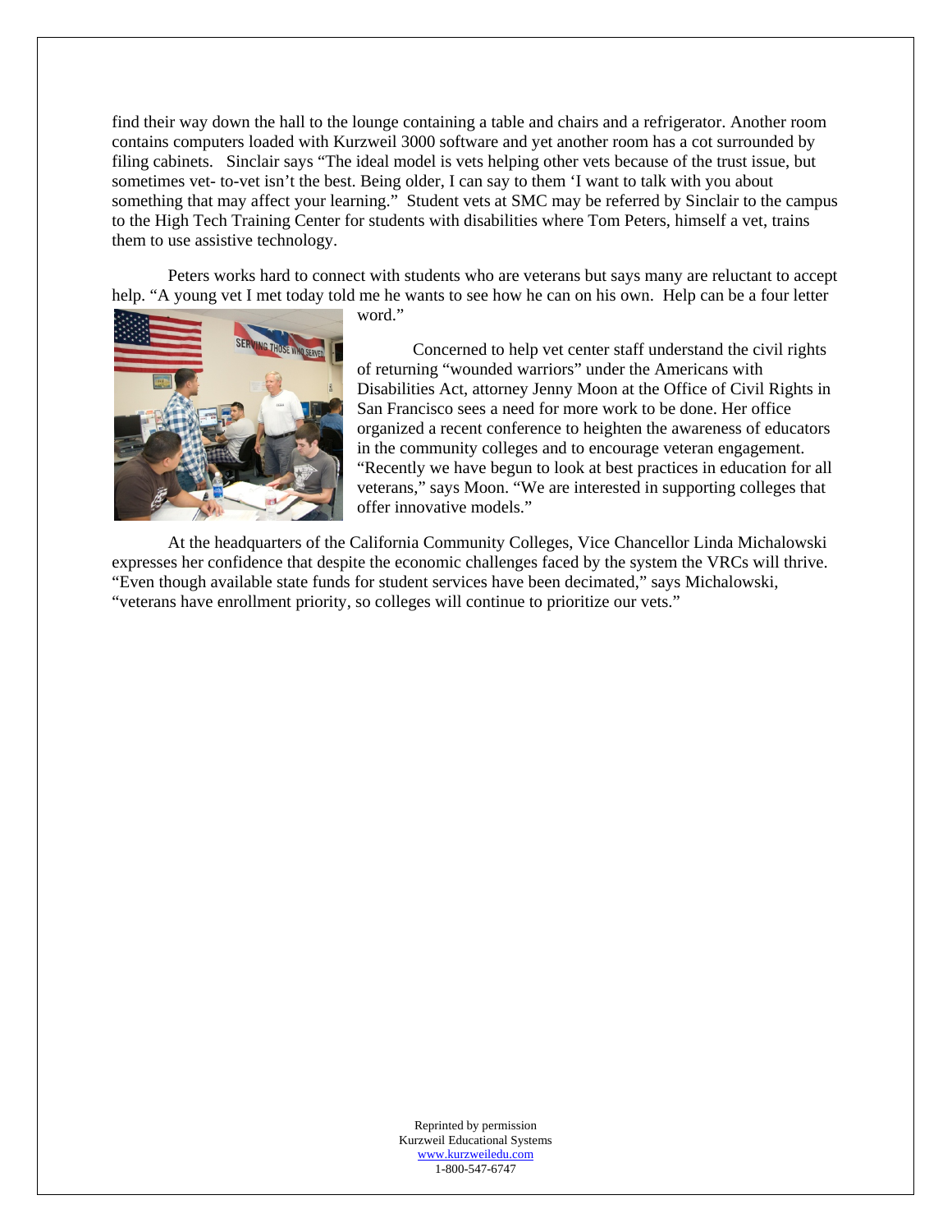find their way down the hall to the lounge containing a table and chairs and a refrigerator. Another room contains computers loaded with Kurzweil 3000 software and yet another room has a cot surrounded by filing cabinets. Sinclair says "The ideal model is vets helping other vets because of the trust issue, but sometimes vet- to-vet isn't the best. Being older, I can say to them 'I want to talk with you about something that may affect your learning." Student vets at SMC may be referred by Sinclair to the campus to the High Tech Training Center for students with disabilities where Tom Peters, himself a vet, trains them to use assistive technology.

Peters works hard to connect with students who are veterans but says many are reluctant to accept help. "A young vet I met today told me he wants to see how he can on his own. Help can be a four letter word."

Concerned to help vet center staff understand the civil rights of returning "wounded warriors" under the Americans with Disabilities Act, attorney Jenny Moon at the Office of Civil Rights in San Francisco sees a need for more work to be done. Her office organized a recent conference to heighten the awareness of educators in the community colleges and to encourage veteran engagement. "Recently we have begun to look at best practices in education for all veterans," says Moon. "We are interested in supporting colleges that offer innovative models."

At the headquarters of the California Community Colleges, Vice Chancellor Linda Michalowski expresses her confidence that despite the economic challenges faced by the system the VRCs will thrive. "Even though available state funds for student services have been decimated," says Michalowski, "veterans have enrollment priority, so colleges will continue to prioritize our vets."

Reprinted by permission
Kurzweil Educational Systems
www.kurzweiledu.com
1-800-547-6747